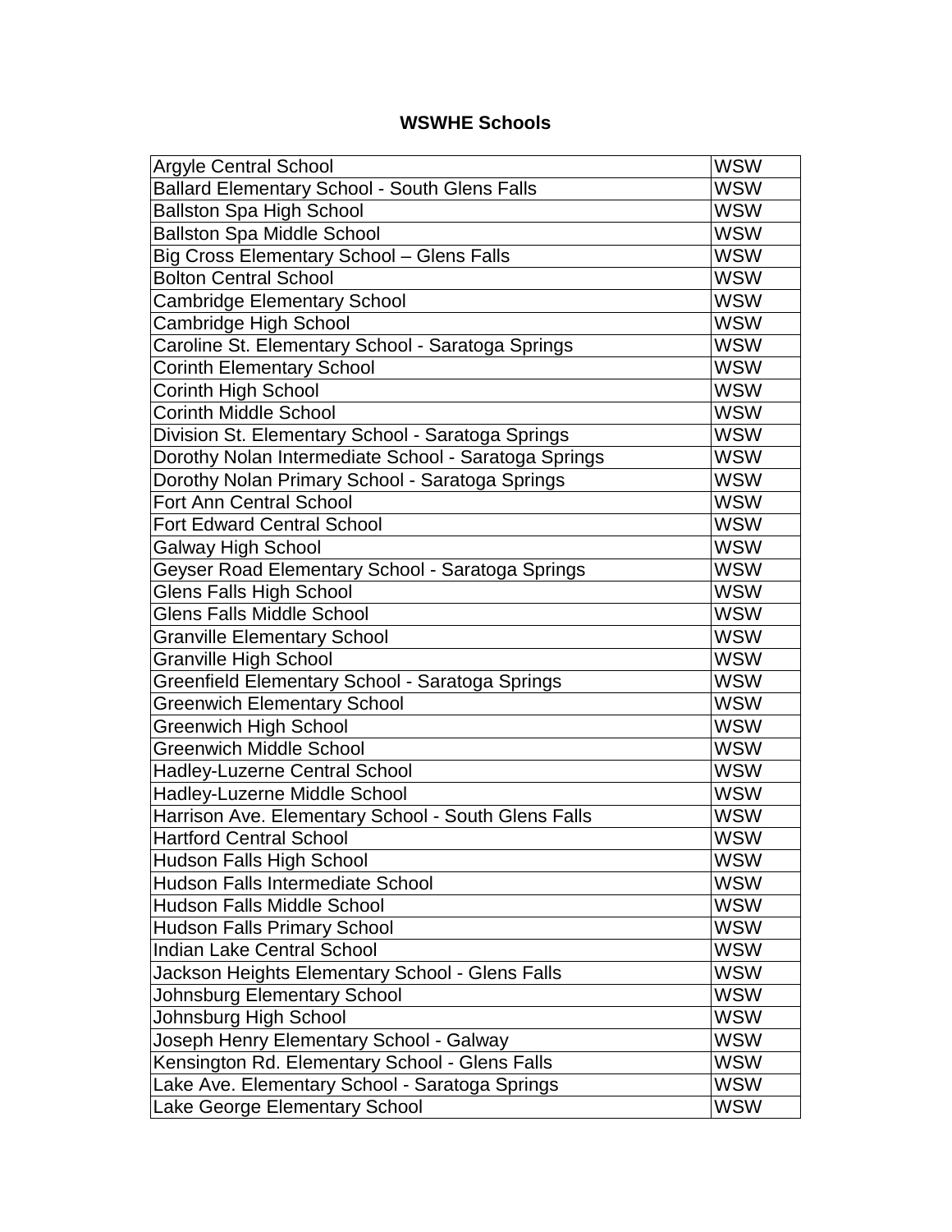# WSWHE Schools

| | |
|---|---|
| Argyle Central School | WSW |
| Ballard Elementary School - South Glens Falls | WSW |
| Ballston Spa High School | WSW |
| Ballston Spa Middle School | WSW |
| Big Cross Elementary School – Glens Falls | WSW |
| Bolton Central School | WSW |
| Cambridge Elementary School | WSW |
| Cambridge High School | WSW |
| Caroline St. Elementary School - Saratoga Springs | WSW |
| Corinth Elementary School | WSW |
| Corinth High School | WSW |
| Corinth Middle School | WSW |
| Division St. Elementary School - Saratoga Springs | WSW |
| Dorothy Nolan Intermediate School - Saratoga Springs | WSW |
| Dorothy Nolan Primary School - Saratoga Springs | WSW |
| Fort Ann Central School | WSW |
| Fort Edward Central School | WSW |
| Galway High School | WSW |
| Geyser Road Elementary School - Saratoga Springs | WSW |
| Glens Falls High School | WSW |
| Glens Falls Middle School | WSW |
| Granville Elementary School | WSW |
| Granville High School | WSW |
| Greenfield Elementary School - Saratoga Springs | WSW |
| Greenwich Elementary School | WSW |
| Greenwich High School | WSW |
| Greenwich Middle School | WSW |
| Hadley-Luzerne Central School | WSW |
| Hadley-Luzerne Middle School | WSW |
| Harrison Ave. Elementary School - South Glens Falls | WSW |
| Hartford Central School | WSW |
| Hudson Falls High School | WSW |
| Hudson Falls Intermediate School | WSW |
| Hudson Falls Middle School | WSW |
| Hudson Falls Primary School | WSW |
| Indian Lake Central School | WSW |
| Jackson Heights Elementary School - Glens Falls | WSW |
| Johnsburg Elementary School | WSW |
| Johnsburg High School | WSW |
| Joseph Henry Elementary School - Galway | WSW |
| Kensington Rd. Elementary School - Glens Falls | WSW |
| Lake Ave. Elementary School - Saratoga Springs | WSW |
| Lake George Elementary School | WSW |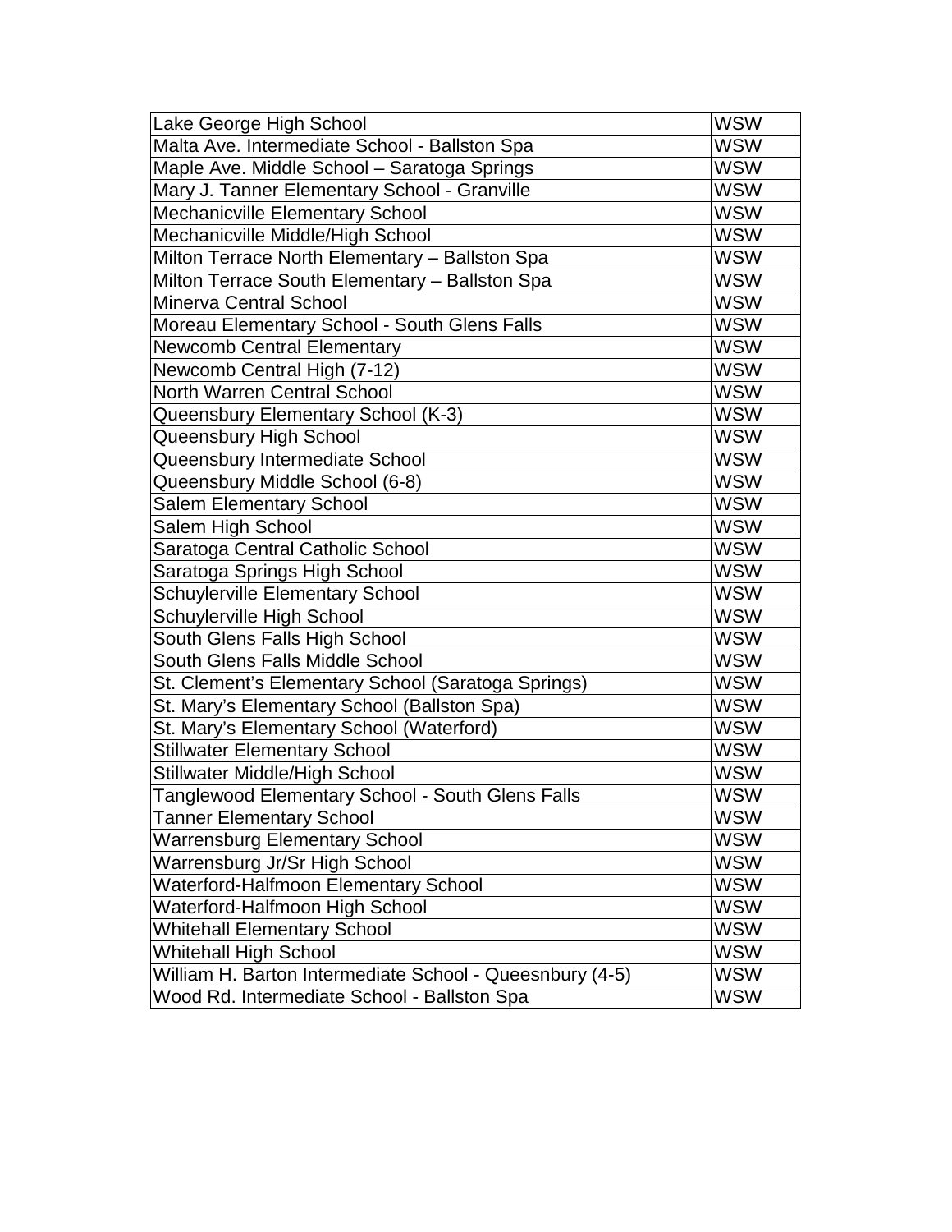| | |
|---|---|
| Lake George High School | WSW |
| Malta Ave. Intermediate School - Ballston Spa | WSW |
| Maple Ave. Middle School – Saratoga Springs | WSW |
| Mary J. Tanner Elementary School - Granville | WSW |
| Mechanicville Elementary School | WSW |
| Mechanicville Middle/High School | WSW |
| Milton Terrace North Elementary – Ballston Spa | WSW |
| Milton Terrace South Elementary – Ballston Spa | WSW |
| Minerva Central School | WSW |
| Moreau Elementary School - South Glens Falls | WSW |
| Newcomb Central Elementary | WSW |
| Newcomb Central High (7-12) | WSW |
| North Warren Central School | WSW |
| Queensbury Elementary School (K-3) | WSW |
| Queensbury High School | WSW |
| Queensbury Intermediate School | WSW |
| Queensbury Middle School (6-8) | WSW |
| Salem Elementary School | WSW |
| Salem High School | WSW |
| Saratoga Central Catholic School | WSW |
| Saratoga Springs High School | WSW |
| Schuylerville Elementary School | WSW |
| Schuylerville High School | WSW |
| South Glens Falls High School | WSW |
| South Glens Falls Middle School | WSW |
| St. Clement's Elementary School (Saratoga Springs) | WSW |
| St. Mary's Elementary School (Ballston Spa) | WSW |
| St. Mary's Elementary School (Waterford) | WSW |
| Stillwater Elementary School | WSW |
| Stillwater Middle/High School | WSW |
| Tanglewood Elementary School - South Glens Falls | WSW |
| Tanner Elementary School | WSW |
| Warrensburg Elementary School | WSW |
| Warrensburg Jr/Sr High School | WSW |
| Waterford-Halfmoon Elementary School | WSW |
| Waterford-Halfmoon High School | WSW |
| Whitehall Elementary School | WSW |
| Whitehall High School | WSW |
| William H. Barton Intermediate School - Queesnbury (4-5) | WSW |
| Wood Rd. Intermediate School - Ballston Spa | WSW |